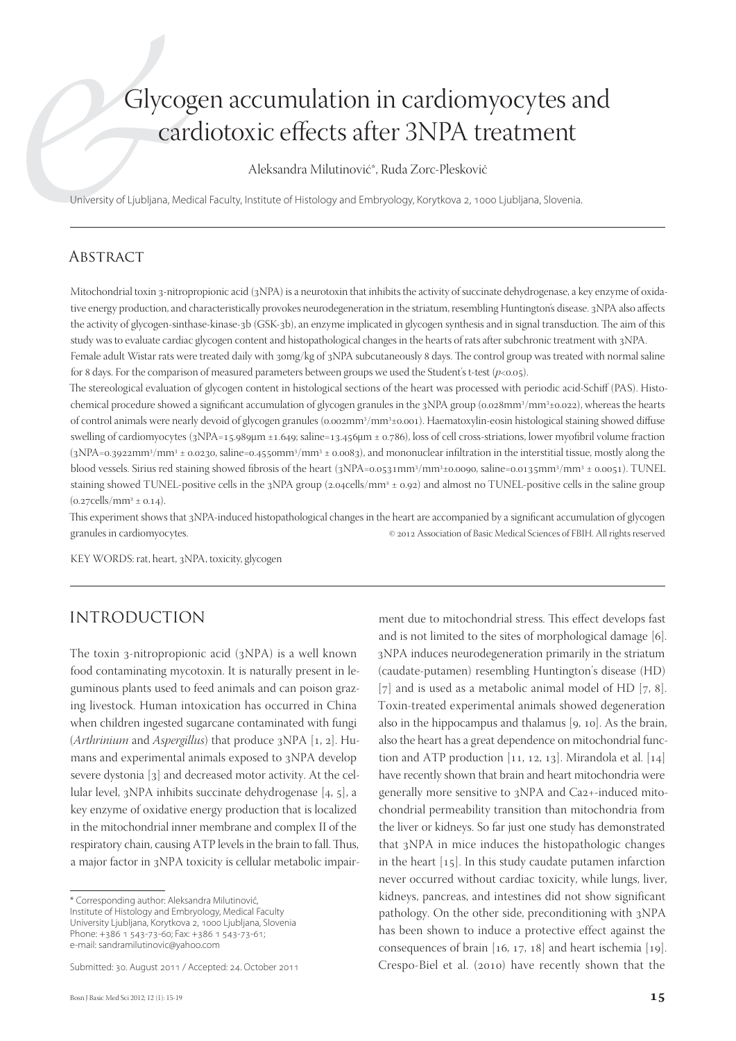# Glycogen accumulation in cardiomyocytes and cardiotoxic effects after 3NPA treatment

Aleksandra Milutinović*, Ruda Zorc-Pleskovič

University of Ljubljana, Medical Faculty, Institute of Histology and Embryology, Korytkova 2, 1000 Ljubljana, Slovenia.

## Abstract

Mitochondrial toxin 3-nitropropionic acid (3NPA) is a neurotoxin that inhibits the activity of succinate dehydrogenase, a key enzyme of oxidative energy production, and characteristically provokes neurodegeneration in the striatum, resembling Huntington's disease. 3NPA also affects the activity of glycogen-sinthase-kinase-3b (GSK-3b), an enzyme implicated in glycogen synthesis and in signal transduction. The aim of this study was to evaluate cardiac glycogen content and histopathological changes in the hearts of rats after subchronic treatment with 3NPA.

Female adult Wistar rats were treated daily with 30mg/kg of 3NPA subcutaneously 8 days. The control group was treated with normal saline for 8 days. For the comparison of measured parameters between groups we used the Student's t-test ($p<0.05$).

The stereological evaluation of glycogen content in histological sections of the heart was processed with periodic acid-Schiff (PAS). Histochemical procedure showed a significant accumulation of glycogen granules in the 3NPA group ($0.028mm^3/mm^3 \pm 0.022$), whereas the hearts of control animals were nearly devoid of glycogen granules ($0.002mm^3/mm^3 \pm 0.001$). Haematoxylin-eosin histological staining showed diffuse swelling of cardiomyocytes (3NPA=15.989μm ±1.649; saline=13.456μm ± 0.786), loss of cell cross-striations, lower myofibril volume fraction (3NPA=$0.3922mm^3/mm^3 \pm 0.0230$, saline=$0.4550mm^3/mm^3 \pm 0.0083$), and mononuclear infiltration in the interstitial tissue, mostly along the blood vessels. Sirius red staining showed fibrosis of the heart (3NPA=$0.0531mm^3/mm^3 \pm 0.0090$, saline=$0.0135mm^3/mm^3 \pm 0.0051$). TUNEL staining showed TUNEL-positive cells in the 3NPA group ($2.04cells/mm^2 \pm 0.92$) and almost no TUNEL-positive cells in the saline group ($0.27cells/mm^2 \pm 0.14$).

This experiment shows that 3NPA-induced histopathological changes in the heart are accompanied by a significant accumulation of glycogen granules in cardiomyocytes.

© 2012 Association of Basic Medical Sciences of FBIH. All rights reserved

KEY WORDS: rat, heart, 3NPA, toxicity, glycogen

## Introduction

The toxin 3-nitropropionic acid (3NPA) is a well known food contaminating mycotoxin. It is naturally present in leguminous plants used to feed animals and can poison grazing livestock. Human intoxication has occurred in China when children ingested sugarcane contaminated with fungi (*Arthrinium* and *Aspergillus*) that produce 3NPA [1, 2]. Humans and experimental animals exposed to 3NPA develop severe dystonia [3] and decreased motor activity. At the cellular level, 3NPA inhibits succinate dehydrogenase [4, 5], a key enzyme of oxidative energy production that is localized in the mitochondrial inner membrane and complex II of the respiratory chain, causing ATP levels in the brain to fall. Thus, a major factor in 3NPA toxicity is cellular metabolic impairment due to mitochondrial stress. This effect develops fast and is not limited to the sites of morphological damage [6]. 3NPA induces neurodegeneration primarily in the striatum (caudate-putamen) resembling Huntington's disease (HD) [7] and is used as a metabolic animal model of HD [7, 8]. Toxin-treated experimental animals showed degeneration also in the hippocampus and thalamus [9, 10]. As the brain, also the heart has a great dependence on mitochondrial function and ATP production [11, 12, 13]. Mirandola et al. [14] have recently shown that brain and heart mitochondria were generally more sensitive to 3NPA and Ca2+-induced mitochondrial permeability transition than mitochondria from the liver or kidneys. So far just one study has demonstrated that 3NPA in mice induces the histopathologic changes in the heart [15]. In this study caudate putamen infarction never occurred without cardiac toxicity, while lungs, liver, kidneys, pancreas, and intestines did not show significant pathology. On the other side, preconditioning with 3NPA has been shown to induce a protective effect against the consequences of brain [16, 17, 18] and heart ischemia [19]. Crespo-Biel et al. (2010) have recently shown that the

\* Corresponding author: Aleksandra Milutinović, Institute of Histology and Embryology, Medical Faculty University Ljubljana, Korytkova 2, 1000 Ljubljana, Slovenia
Phone: +386 1 543-73-60; Fax: +386 1 543-73-61;
e-mail: sandramilutinovic@yahoo.com

Submitted: 30. August 2011 / Accepted: 24. October 2011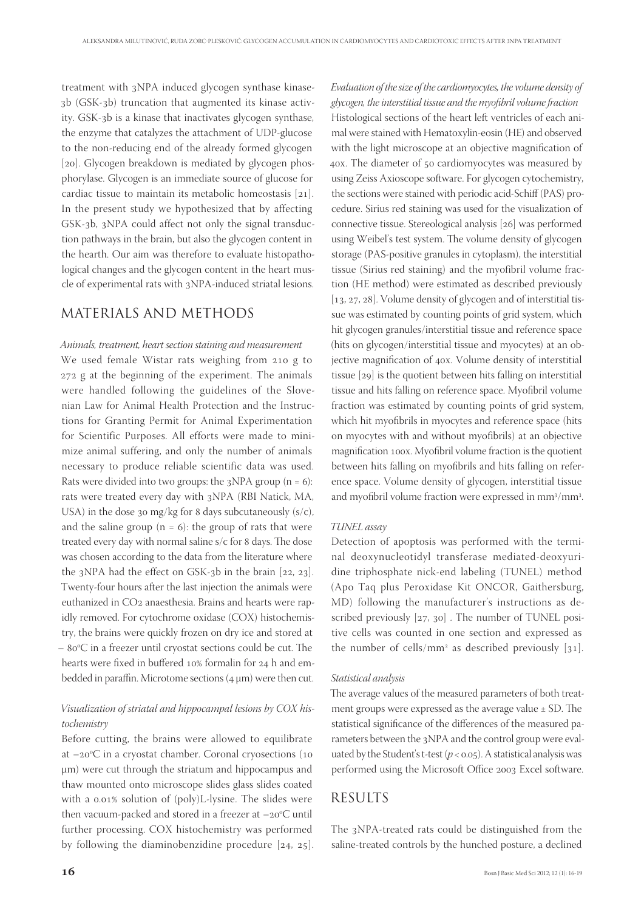treatment with 3NPA induced glycogen synthase kinase-3b (GSK-3b) truncation that augmented its kinase activity. GSK-3b is a kinase that inactivates glycogen synthase, the enzyme that catalyzes the attachment of UDP-glucose to the non-reducing end of the already formed glycogen [20]. Glycogen breakdown is mediated by glycogen phosphorylase. Glycogen is an immediate source of glucose for cardiac tissue to maintain its metabolic homeostasis [21]. In the present study we hypothesized that by affecting GSK-3b, 3NPA could affect not only the signal transduction pathways in the brain, but also the glycogen content in the hearth. Our aim was therefore to evaluate histopathological changes and the glycogen content in the heart muscle of experimental rats with 3NPA-induced striatal lesions.

## MATERIALS AND METHODS

*Animals, treatment, heart section staining and measurement*

We used female Wistar rats weighing from 210 g to 272 g at the beginning of the experiment. The animals were handled following the guidelines of the Slovenian Law for Animal Health Protection and the Instructions for Granting Permit for Animal Experimentation for Scientific Purposes. All efforts were made to minimize animal suffering, and only the number of animals necessary to produce reliable scientific data was used. Rats were divided into two groups: the 3NPA group (n = 6): rats were treated every day with 3NPA (RBI Natick, MA, USA) in the dose 30 mg/kg for 8 days subcutaneously (s/c), and the saline group (n = 6): the group of rats that were treated every day with normal saline s/c for 8 days. The dose was chosen according to the data from the literature where the 3NPA had the effect on GSK-3b in the brain [22, 23]. Twenty-four hours after the last injection the animals were euthanized in $CO_2$ anaesthesia. Brains and hearts were rapidly removed. For cytochrome oxidase (COX) histochemistry, the brains were quickly frozen on dry ice and stored at – 80°C in a freezer until cryostat sections could be cut. The hearts were fixed in buffered 10% formalin for 24 h and embedded in paraffin. Microtome sections (4 μm) were then cut.

*Visualization of striatal and hippocampal lesions by COX histochemistry*

Before cutting, the brains were allowed to equilibrate at −20°C in a cryostat chamber. Coronal cryosections (10 μm) were cut through the striatum and hippocampus and thaw mounted onto microscope slides glass slides coated with a 0.01% solution of (poly)L-lysine. The slides were then vacuum-packed and stored in a freezer at −20°C until further processing. COX histochemistry was performed by following the diaminobenzidine procedure [24, 25].

*Evaluation of the size of the cardiomyocytes, the volume density of glycogen, the interstitial tissue and the myofibril volume fraction*

Histological sections of the heart left ventricles of each animal were stained with Hematoxylin-eosin (HE) and observed with the light microscope at an objective magnification of 40x. The diameter of 50 cardiomyocytes was measured by using Zeiss Axioscope software. For glycogen cytochemistry, the sections were stained with periodic acid-Schiff (PAS) procedure. Sirius red staining was used for the visualization of connective tissue. Stereological analysis [26] was performed using Weibel's test system. The volume density of glycogen storage (PAS-positive granules in cytoplasm), the interstitial tissue (Sirius red staining) and the myofibril volume fraction (HE method) were estimated as described previously [13, 27, 28]. Volume density of glycogen and of interstitial tissue was estimated by counting points of grid system, which hit glycogen granules/interstitial tissue and reference space (hits on glycogen/interstitial tissue and myocytes) at an objective magnification of 40x. Volume density of interstitial tissue [29] is the quotient between hits falling on interstitial tissue and hits falling on reference space. Myofibril volume fraction was estimated by counting points of grid system, which hit myofibrils in myocytes and reference space (hits on myocytes with and without myofibrils) at an objective magnification 100x. Myofibril volume fraction is the quotient between hits falling on myofibrils and hits falling on reference space. Volume density of glycogen, interstitial tissue and myofibril volume fraction were expressed in $mm^3/mm^3$.

*TUNEL assay*

Detection of apoptosis was performed with the terminal deoxynucleotidyl transferase mediated-deoxyuridine triphosphate nick-end labeling (TUNEL) method (Apo Taq plus Peroxidase Kit ONCOR, Gaithersburg, MD) following the manufacturer's instructions as described previously [27, 30] . The number of TUNEL positive cells was counted in one section and expressed as the number of cells/$mm^2$ as described previously [31].

*Statistical analysis*

The average values of the measured parameters of both treatment groups were expressed as the average value ± SD. The statistical significance of the differences of the measured parameters between the 3NPA and the control group were evaluated by the Student's t-test ($p < 0.05$). A statistical analysis was performed using the Microsoft Office 2003 Excel software.

## RESULTS

The 3NPA-treated rats could be distinguished from the saline-treated controls by the hunched posture, a declined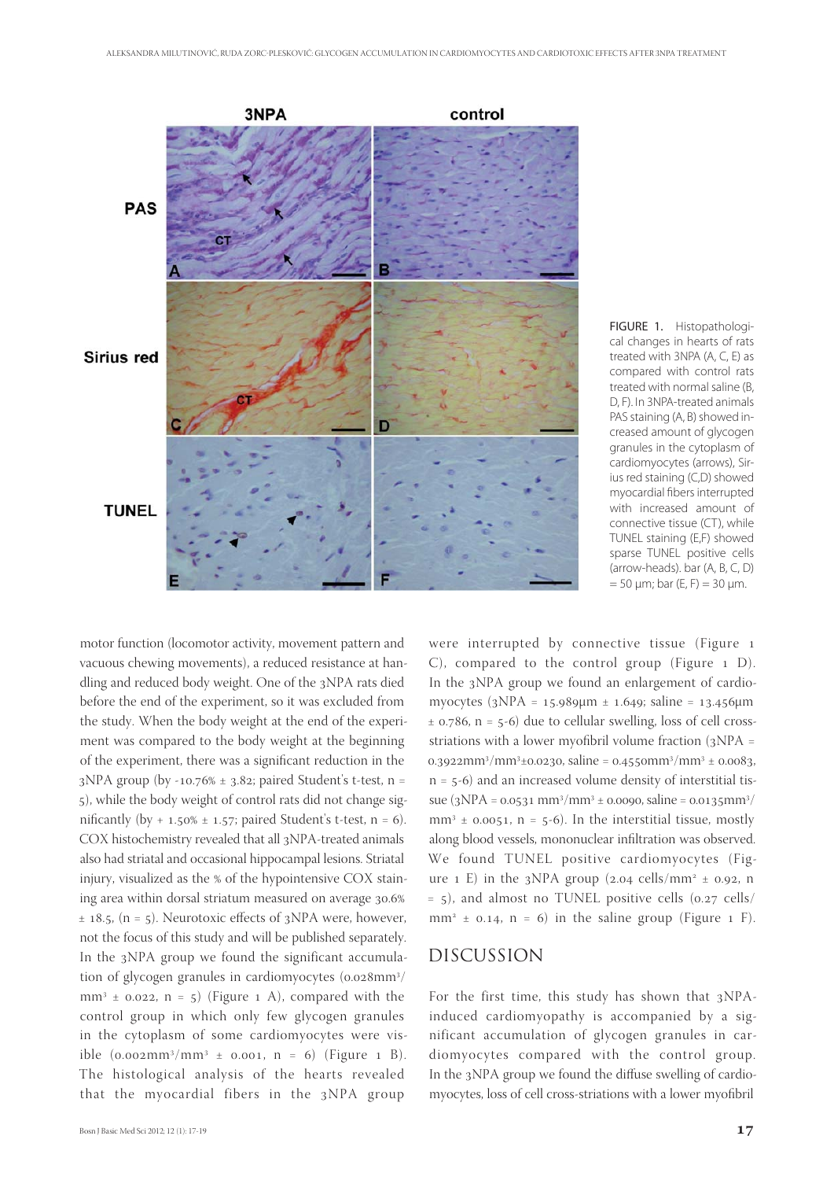3NPA

control

PAS

Sirius red

TUNEL

FIGURE 1. Histopathological changes in hearts of rats treated with 3NPA (A, C, E) as compared with control rats treated with normal saline (B, D, F). In 3NPA-treated animals PAS staining (A, B) showed increased amount of glycogen granules in the cytoplasm of cardiomyocytes (arrows), Sirius red staining (C,D) showed myocardial fibers interrupted with increased amount of connective tissue (CT), while TUNEL staining (E,F) showed sparse TUNEL positive cells (arrow-heads). bar (A, B, C, D) = 50 μm; bar (E, F) = 30 μm.

motor function (locomotor activity, movement pattern and vacuous chewing movements), a reduced resistance at handling and reduced body weight. One of the 3NPA rats died before the end of the experiment, so it was excluded from the study. When the body weight at the end of the experiment was compared to the body weight at the beginning of the experiment, there was a significant reduction in the 3NPA group (by -10.76% ± 3.82; paired Student's t-test, n = 5), while the body weight of control rats did not change significantly (by + 1.50% ± 1.57; paired Student's t-test, n = 6). COX histochemistry revealed that all 3NPA-treated animals also had striatal and occasional hippocampal lesions. Striatal injury, visualized as the % of the hypointensive COX staining area within dorsal striatum measured on average 30.6% ± 18.5, (n = 5). Neurotoxic effects of 3NPA were, however, not the focus of this study and will be published separately. In the 3NPA group we found the significant accumulation of glycogen granules in cardiomyocytes ($0.028 mm^3/mm^3 \pm 0.022$, n = 5) (Figure 1 A), compared with the control group in which only few glycogen granules in the cytoplasm of some cardiomyocytes were visible ($0.002 mm^3/mm^3 \pm 0.001$, n = 6) (Figure 1 B). The histological analysis of the hearts revealed that the myocardial fibers in the 3NPA group were interrupted by connective tissue (Figure 1 C), compared to the control group (Figure 1 D). In the 3NPA group we found an enlargement of cardiomyocytes (3NPA = 15.989μm ± 1.649; saline = 13.456μm ± 0.786, n = 5-6) due to cellular swelling, loss of cell cross-striations with a lower myofibril volume fraction (3NPA = $0.3922 mm^3/mm^3 \pm 0.0230$, saline = $0.4550 mm^3/mm^3 \pm 0.0083$, n = 5-6) and an increased volume density of interstitial tissue (3NPA = $0.0531 mm^3/mm^3 \pm 0.0090$, saline = $0.0135 mm^3/mm^3 \pm 0.0051$, n = 5-6). In the interstitial tissue, mostly along blood vessels, mononuclear infiltration was observed. We found TUNEL positive cardiomyocytes (Figure 1 E) in the 3NPA group (2.04 cells/$mm^2$ ± 0.92, n = 5), and almost no TUNEL positive cells (0.27 cells/$mm^2$ ± 0.14, n = 6) in the saline group (Figure 1 F).

## DISCUSSION

For the first time, this study has shown that 3NPA-induced cardiomyopathy is accompanied by a significant accumulation of glycogen granules in cardiomyocytes compared with the control group. In the 3NPA group we found the diffuse swelling of cardiomyocytes, loss of cell cross-striations with a lower myofibril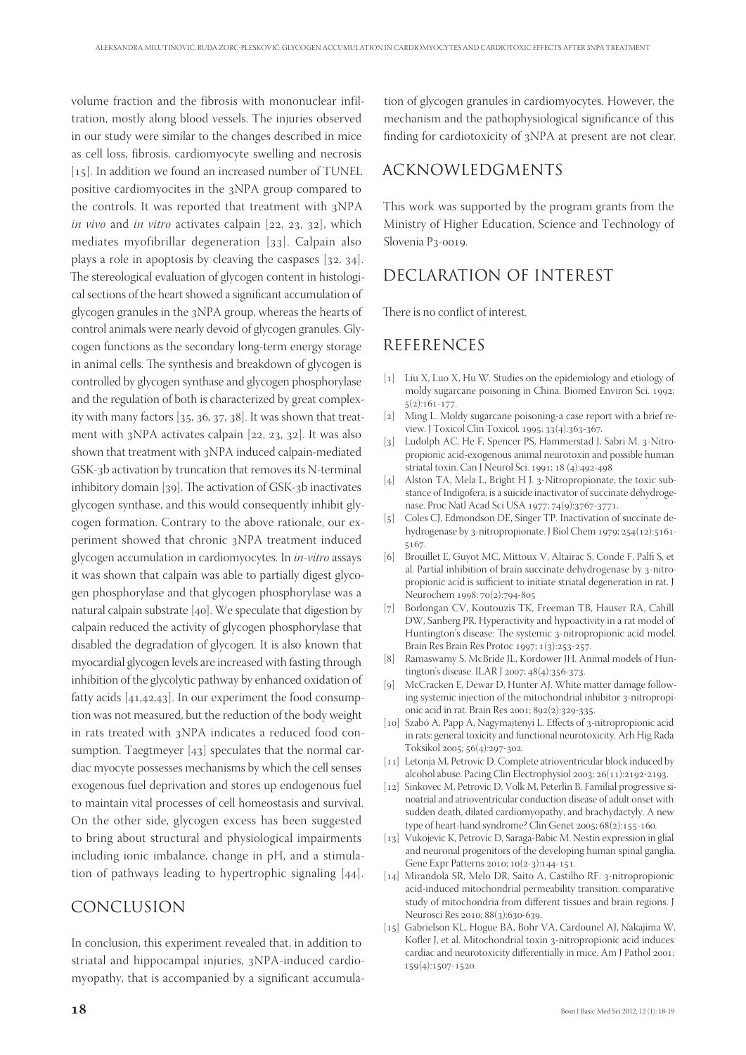volume fraction and the fibrosis with mononuclear infiltration, mostly along blood vessels. The injuries observed in our study were similar to the changes described in mice as cell loss, fibrosis, cardiomyocyte swelling and necrosis [15]. In addition we found an increased number of TUNEL positive cardiomyocytes in the 3NPA group compared to the controls. It was reported that treatment with 3NPA *in vivo* and *in vitro* activates calpain [22, 23, 32], which mediates myofibrillar degeneration [33]. Calpain also plays a role in apoptosis by cleaving the caspases [32, 34]. The stereological evaluation of glycogen content in histological sections of the heart showed a significant accumulation of glycogen granules in the 3NPA group, whereas the hearts of control animals were nearly devoid of glycogen granules. Glycogen functions as the secondary long-term energy storage in animal cells. The synthesis and breakdown of glycogen is controlled by glycogen synthase and glycogen phosphorylase and the regulation of both is characterized by great complexity with many factors [35, 36, 37, 38]. It was shown that treatment with 3NPA activates calpain [22, 23, 32]. It was also shown that treatment with 3NPA induced calpain-mediated GSK-3b activation by truncation that removes its N-terminal inhibitory domain [39]. The activation of GSK-3b inactivates glycogen synthase, and this would consequently inhibit glycogen formation. Contrary to the above rationale, our experiment showed that chronic 3NPA treatment induced glycogen accumulation in cardiomyocytes. In *in-vitro* assays it was shown that calpain was able to partially digest glycogen phosphorylase and that glycogen phosphorylase was a natural calpain substrate [40]. We speculate that digestion by calpain reduced the activity of glycogen phosphorylase that disabled the degradation of glycogen. It is also known that myocardial glycogen levels are increased with fasting through inhibition of the glycolytic pathway by enhanced oxidation of fatty acids [41,42,43]. In our experiment the food consumption was not measured, but the reduction of the body weight in rats treated with 3NPA indicates a reduced food consumption. Taegtmeyer [43] speculates that the normal cardiac myocyte possesses mechanisms by which the cell senses exogenous fuel deprivation and stores up endogenous fuel to maintain vital processes of cell homeostasis and survival. On the other side, glycogen excess has been suggested to bring about structural and physiological impairments including ionic imbalance, change in pH, and a stimulation of pathways leading to hypertrophic signaling [44].

## CONCLUSION

In conclusion, this experiment revealed that, in addition to striatal and hippocampal injuries, 3NPA-induced cardiomyopathy, that is accompanied by a significant accumulation of glycogen granules in cardiomyocytes. However, the mechanism and the pathophysiological significance of this finding for cardiotoxicity of 3NPA at present are not clear.

## ACKNOWLEDGMENTS

This work was supported by the program grants from the Ministry of Higher Education, Science and Technology of Slovenia P3-0019.

## DECLARATION OF INTEREST

There is no conflict of interest.

## REFERENCES

[1] Liu X, Luo X, Hu W. Studies on the epidemiology and etiology of moldy sugarcane poisoning in China. Biomed Environ Sci. 1992; 5(2):161-177.

[2] Ming L. Moldy sugarcane poisoning-a case report with a brief review. J Toxicol Clin Toxicol. 1995; 33(4):363-367.

[3] Ludolph AC, He F, Spencer PS, Hammerstad J, Sabri M. 3-Nitropropionic acid-exogenous animal neurotoxin and possible human striatal toxin. Can J Neurol Sci. 1991; 18 (4):492-498

[4] Alston TA, Mela L, Bright H J. 3-Nitropropionate, the toxic substance of Indigofera, is a suicide inactivator of succinate dehydrogenase. Proc Natl Acad Sci USA 1977; 74(9):3767-3771.

[5] Coles CJ, Edmondson DE, Singer TP. Inactivation of succinate dehydrogenase by 3-nitropropionate. J Biol Chem 1979; 254(12):5161-5167.

[6] Brouillet E, Guyot MC, Mittoux V, Altairac S, Conde F, Palfi S, et al. Partial inhibition of brain succinate dehydrogenase by 3-nitropropionic acid is sufficient to initiate striatal degeneration in rat. J Neurochem 1998; 70(2):794-805

[7] Borlongan CV, Koutouzis TK, Freeman TB, Hauser RA, Cahill DW, Sanberg PR. Hyperactivity and hypoactivity in a rat model of Huntington's disease: The systemic 3-nitropropionic acid model. Brain Res Brain Res Protoc 1997; 1(3):253-257.

[8] Ramaswamy S, McBride JL, Kordower JH. Animal models of Huntington's disease. ILAR J 2007; 48(4):356-373.

[9] McCracken E, Dewar D, Hunter AJ. White matter damage following systemic injection of the mitochondrial inhibitor 3-nitropropionic acid in rat. Brain Res 2001; 892(2):329-335.

[10] Szabó A, Papp A, Nagymajtényi L. Effects of 3-nitropropionic acid in rats: general toxicity and functional neurotoxicity. Arh Hig Rada Toksikol 2005; 56(4):297-302.

[11] Letonja M, Petrovic D. Complete atrioventricular block induced by alcohol abuse. Pacing Clin Electrophysiol 2003; 26(11):2192-2193.

[12] Sinkovec M, Petrovic D, Volk M, Peterlin B. Familial progressive sinoatrial and atrioventricular conduction disease of adult onset with sudden death, dilated cardiomyopathy, and brachydactyly. A new type of heart-hand syndrome? Clin Genet 2005; 68(2):155-160.

[13] Vukojevic K, Petrovic D, Saraga-Babic M. Nestin expression in glial and neuronal progenitors of the developing human spinal ganglia. Gene Expr Patterns 2010; 10(2-3):144-151.

[14] Mirandola SR, Melo DR, Saito A, Castilho RF. 3-nitropropionic acid-induced mitochondrial permeability transition: comparative study of mitochondria from different tissues and brain regions. J Neurosci Res 2010; 88(3):630-639.

[15] Gabrielson KL, Hogue BA, Bohr VA, Cardounel AJ, Nakajima W, Kofler J, et al. Mitochondrial toxin 3-nitropropionic acid induces cardiac and neurotoxicity differentially in mice. Am J Pathol 2001; 159(4):1507-1520.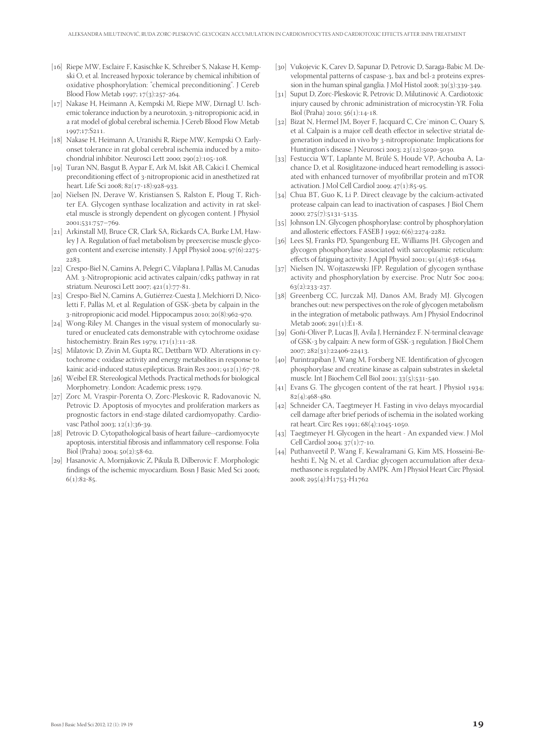[16] Riepe MW, Esclaire F, Kasischke K, Schreiber S, Nakase H, Kempski O, et al. Increased hypoxic tolerance by chemical inhibition of oxidative phosphorylation: "chemical preconditioning". J Cereb Blood Flow Metab 1997; 17(3):257-264.

[17] Nakase H, Heimann A, Kempski M, Riepe MW, Dirnagl U. Ischemic tolerance induction by a neurotoxin, 3-nitropropionic acid, in a rat model of global cerebral ischemia. J Cereb Blood Flow Metab 1997;17:S211.

[18] Nakase H, Heimann A, Uranishi R, Riepe MW, Kempski O. Early-onset tolerance in rat global cerebral ischemia induced by a mitochondrial inhibitor. Neurosci Lett 2000; 290(2):105-108.

[19] Turan NN, Basgut B, Aypar E, Ark M, Iskit AB, Cakici I. Chemical preconditioning effect of 3-nitropropionic acid in anesthetized rat heart. Life Sci 2008; 82(17-18):928-933.

[20] Nielsen JN, Derave W, Kristiansen S, Ralston E, Ploug T, Richter EA. Glycogen synthase localization and activity in rat skeletal muscle is strongly dependent on glycogen content. J Physiol 2001;531:757–769.

[21] Arkinstall MJ, Bruce CR, Clark SA, Rickards CA, Burke LM, Hawley J A. Regulation of fuel metabolism by preexercise muscle glycogen content and exercise intensity. J Appl Physiol 2004; 97(6):2275-2283.

[22] Crespo-Biel N, Camins A, Pelegrí C, Vilaplana J, Pallàs M, Canudas AM. 3-Nitropropionic acid activates calpain/cdk5 pathway in rat striatum. Neurosci Lett 2007; 421(1):77-81.

[23] Crespo-Biel N, Camins A, Gutiérrez-Cuesta J, Melchiorri D, Nicoletti F, Pallàs M, et al. Regulation of GSK-3beta by calpain in the 3-nitropropionic acid model. Hippocampus 2010; 20(8):962-970.

[24] Wong-Riley M. Changes in the visual system of monocularly sutured or enucleated cats demonstrable with cytochrome oxidase histochemistry. Brain Res 1979; 171(1):11-28.

[25] Milatovic D, Zivin M, Gupta RC, Dettbarn WD. Alterations in cytochrome c oxidase activity and energy metabolites in response to kainic acid-induced status epilepticus. Brain Res 2001; 912(1):67-78.

[26] Weibel ER. Stereological Methods. Practical methods for biological Morphometry. London: Academic press; 1979.

[27] Zorc M, Vraspir-Porenta O, Zorc-Pleskovic R, Radovanovic N, Petrovic D. Apoptosis of myocytes and proliferation markers as prognostic factors in end-stage dilated cardiomyopathy. Cardiovasc Pathol 2003; 12(1):36-39.

[28] Petrovic D. Cytopathological basis of heart failure--cardiomyocyte apoptosis, interstitial fibrosis and inflammatory cell response. Folia Biol (Praha) 2004; 50(2):58-62.

[29] Hasanovic A, Mornjakovic Z, Pikula B, Dilberovic F. Morphologic findings of the ischemic myocardium. Bosn J Basic Med Sci 2006; 6(1):82-85.

[30] Vukojevic K, Carev D, Sapunar D, Petrovic D, Saraga-Babic M. Developmental patterns of caspase-3, bax and bcl-2 proteins expression in the human spinal ganglia. J Mol Histol 2008; 39(3):339-349.

[31] Suput D, Zorc-Pleskovic R, Petrovic D, Milutinović A. Cardiotoxic injury caused by chronic administration of microcystin-YR. Folia Biol (Praha) 2010; 56(1):14-18.

[32] Bizat N, Hermel JM, Boyer F, Jacquard C, Cre´minon C, Ouary S, et al. Calpain is a major cell death effector in selective striatal degeneration induced in vivo by 3-nitropropionate: Implications for Huntington's disease. J Neurosci 2003; 23(12):5020-5030.

[33] Festuccia WT, Laplante M, Brûlé S, Houde VP, Achouba A, Lachance D, et al. Rosiglitazone-induced heart remodelling is associated with enhanced turnover of myofibrillar protein and mTOR activation. J Mol Cell Cardiol 2009; 47(1):85-95.

[34] Chua BT, Guo K, Li P. Direct cleavage by the calcium-activated protease calpain can lead to inactivation of caspases. J Biol Chem 2000; 275(7):5131-5135.

[35] Johnson LN. Glycogen phosphorylase: control by phosphorylation and allosteric effectors. FASEB J 1992; 6(6):2274-2282.

[36] Lees SJ, Franks PD, Spangenburg EE, Williams JH. Glycogen and glycogen phosphorylase associated with sarcoplasmic reticulum: effects of fatiguing activity. J Appl Physiol 2001; 91(4):1638-1644.

[37] Nielsen JN, Wojtaszewski JFP. Regulation of glycogen synthase activity and phosphorylation by exercise. Proc Nutr Soc 2004; 63(2):233-237.

[38] Greenberg CC, Jurczak MJ, Danos AM, Brady MJ. Glycogen branches out: new perspectives on the role of glycogen metabolism in the integration of metabolic pathways. Am J Physiol Endocrinol Metab 2006; 291(1):E1-8.

[39] Goñi-Oliver P, Lucas JJ, Avila J, Hernández F. N-terminal cleavage of GSK-3 by calpain: A new form of GSK-3 regulation. J Biol Chem 2007; 282(31):22406-22413.

[40] Purintrapiban J, Wang M, Forsberg NE. Identification of glycogen phosphorylase and creatine kinase as calpain substrates in skeletal muscle. Int J Biochem Cell Biol 2001; 33(5):531-540.

[41] Evans G. The glycogen content of the rat heart. J Physiol 1934; 82(4):468-480.

[42] Schneider CA, Taegtmeyer H. Fasting in vivo delays myocardial cell damage after brief periods of ischemia in the isolated working rat heart. Circ Res 1991; 68(4):1045-1050.

[43] Taegtmeyer H. Glycogen in the heart - An expanded view. J Mol Cell Cardiol 2004; 37(1):7-10.

[44] Puthanveetil P, Wang F, Kewalramani G, Kim MS, Hosseini-Beheshti E, Ng N, et al. Cardiac glycogen accumulation after dexamethasone is regulated by AMPK. Am J Physiol Heart Circ Physiol. 2008; 295(4):H1753-H1762